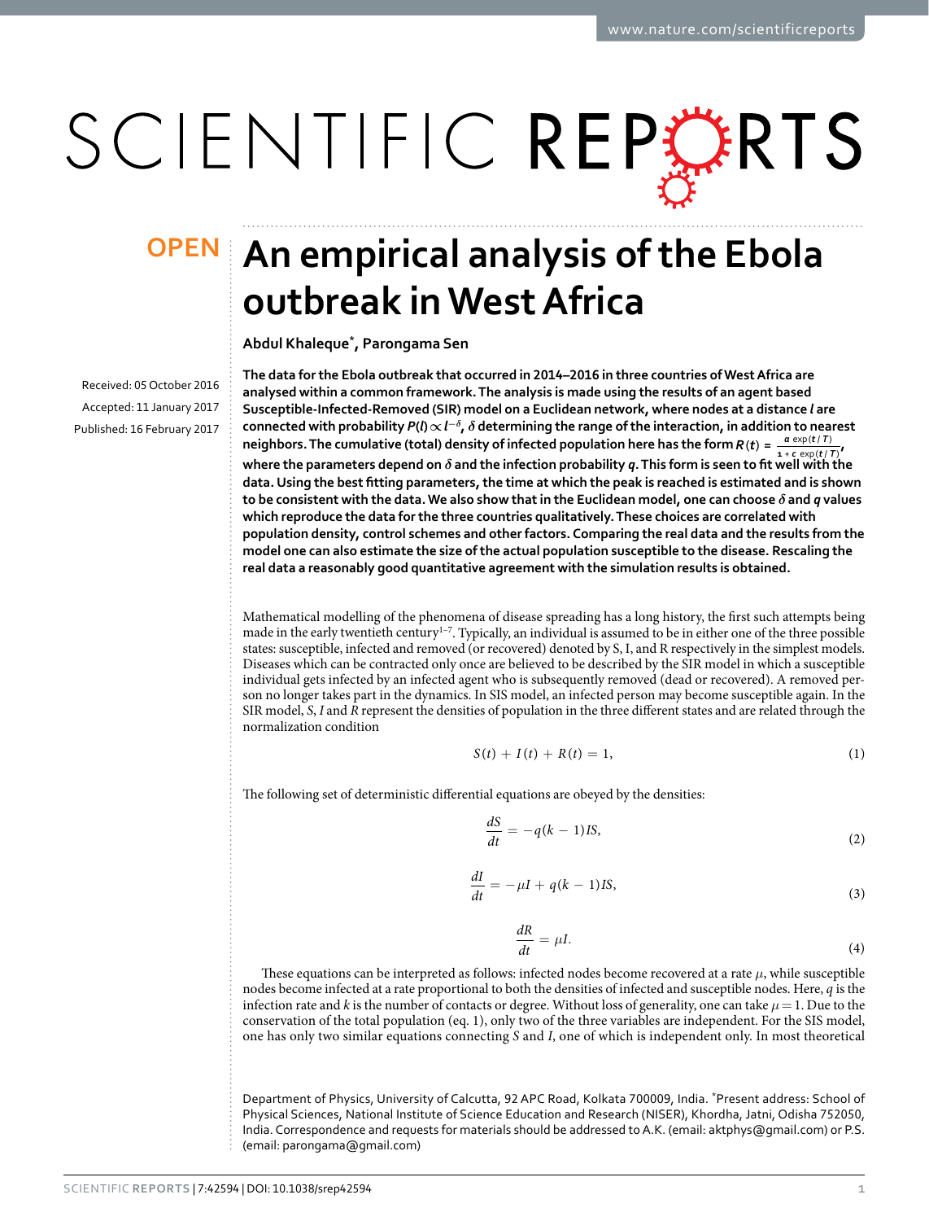OPEN

# An empirical analysis of the Ebola outbreak in West Africa

**Abdul Khaleque[*], Parongama Sen**

Received: 05 October 2016

Accepted: 11 January 2017

Published: 16 February 2017

**The data for the Ebola outbreak that occurred in 2014–2016 in three countries of West Africa are analysed within a common framework. The analysis is made using the results of an agent based Susceptible-Infected-Removed (SIR) model on a Euclidean network, where nodes at a distance $l$ are connected with probability $P(l) \propto l^{-\delta}$, $\delta$ determining the range of the interaction, in addition to nearest neighbors. The cumulative (total) density of infected population here has the form $R(t) = \frac{a\exp(t/T)}{1 + c\exp(t/T)}$, where the parameters depend on $\delta$ and the infection probability $q$. This form is seen to fit well with the data. Using the best fitting parameters, the time at which the peak is reached is estimated and is shown to be consistent with the data. We also show that in the Euclidean model, one can choose $\delta$ and $q$ values which reproduce the data for the three countries qualitatively. These choices are correlated with population density, control schemes and other factors. Comparing the real data and the results from the model one can also estimate the size of the actual population susceptible to the disease. Rescaling the real data a reasonably good quantitative agreement with the simulation results is obtained.**

Mathematical modelling of the phenomena of disease spreading has a long history, the first such attempts being made in the early twentieth century[1–7]. Typically, an individual is assumed to be in either one of the three possible states: susceptible, infected and removed (or recovered) denoted by S, I, and R respectively in the simplest models. Diseases which can be contracted only once are believed to be described by the SIR model in which a susceptible individual gets infected by an infected agent who is subsequently removed (dead or recovered). A removed person no longer takes part in the dynamics. In SIS model, an infected person may become susceptible again. In the SIR model, $S$, $I$ and $R$ represent the densities of population in the three different states and are related through the normalization condition

$$S(t) + I(t) + R(t) = 1, \tag{1}$$

The following set of deterministic differential equations are obeyed by the densities:

$$\frac{dS}{dt} = -q(k-1)IS, \tag{2}$$

$$\frac{dI}{dt} = -\mu I + q(k-1)IS, \tag{3}$$

$$\frac{dR}{dt} = \mu I. \tag{4}$$

These equations can be interpreted as follows: infected nodes become recovered at a rate $\mu$, while susceptible nodes become infected at a rate proportional to both the densities of infected and susceptible nodes. Here, $q$ is the infection rate and $k$ is the number of contacts or degree. Without loss of generality, one can take $\mu = 1$. Due to the conservation of the total population (eq. 1), only two of the three variables are independent. For the SIS model, one has only two similar equations connecting $S$ and $I$, one of which is independent only. In most theoretical

Department of Physics, University of Calcutta, 92 APC Road, Kolkata 700009, India. [*]Present address: School of Physical Sciences, National Institute of Science Education and Research (NISER), Khordha, Jatni, Odisha 752050, India. Correspondence and requests for materials should be addressed to A.K. (email: aktphys@gmail.com) or P.S. (email: parongama@gmail.com)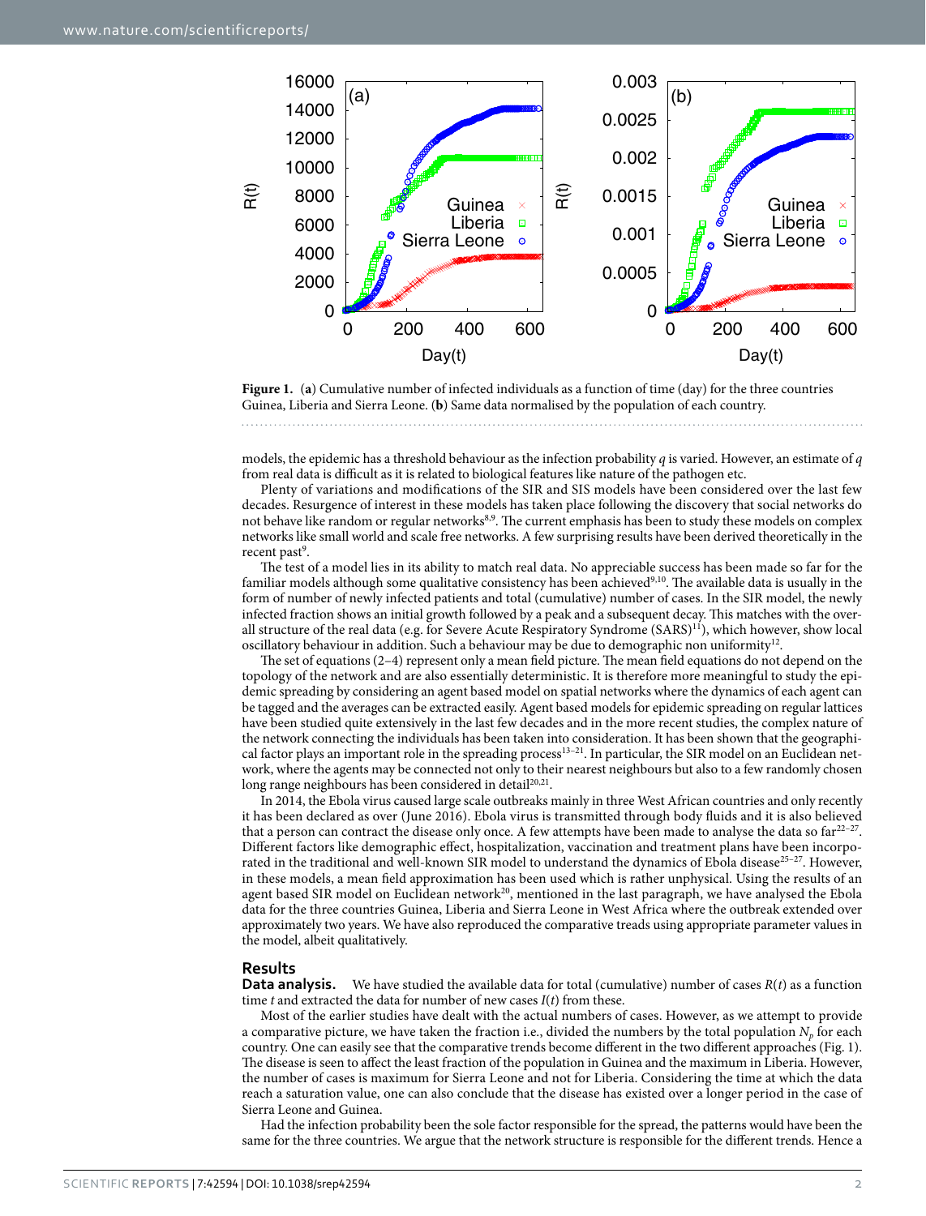**Figure 1.** (**a**) Cumulative number of infected individuals as a function of time (day) for the three countries Guinea, Liberia and Sierra Leone. (**b**) Same data normalised by the population of each country.

models, the epidemic has a threshold behaviour as the infection probability $q$ is varied. However, an estimate of $q$ from real data is difficult as it is related to biological features like nature of the pathogen etc.

Plenty of variations and modifications of the SIR and SIS models have been considered over the last few decades. Resurgence of interest in these models has taken place following the discovery that social networks do not behave like random or regular networks[8,9]. The current emphasis has been to study these models on complex networks like small world and scale free networks. A few surprising results have been derived theoretically in the recent past[9].

The test of a model lies in its ability to match real data. No appreciable success has been made so far for the familiar models although some qualitative consistency has been achieved[9,10]. The available data is usually in the form of number of newly infected patients and total (cumulative) number of cases. In the SIR model, the newly infected fraction shows an initial growth followed by a peak and a subsequent decay. This matches with the overall structure of the real data (e.g. for Severe Acute Respiratory Syndrome (SARS)[11]), which however, show local oscillatory behaviour in addition. Such a behaviour may be due to demographic non uniformity[12].

The set of equations (2–4) represent only a mean field picture. The mean field equations do not depend on the topology of the network and are also essentially deterministic. It is therefore more meaningful to study the epidemic spreading by considering an agent based model on spatial networks where the dynamics of each agent can be tagged and the averages can be extracted easily. Agent based models for epidemic spreading on regular lattices have been studied quite extensively in the last few decades and in the more recent studies, the complex nature of the network connecting the individuals has been taken into consideration. It has been shown that the geographical factor plays an important role in the spreading process[13–21]. In particular, the SIR model on an Euclidean network, where the agents may be connected not only to their nearest neighbours but also to a few randomly chosen long range neighbours has been considered in detail[20,21].

In 2014, the Ebola virus caused large scale outbreaks mainly in three West African countries and only recently it has been declared as over (June 2016). Ebola virus is transmitted through body fluids and it is also believed that a person can contract the disease only once. A few attempts have been made to analyse the data so far[22–27]. Different factors like demographic effect, hospitalization, vaccination and treatment plans have been incorporated in the traditional and well-known SIR model to understand the dynamics of Ebola disease[25–27]. However, in these models, a mean field approximation has been used which is rather unphysical. Using the results of an agent based SIR model on Euclidean network[20], mentioned in the last paragraph, we have analysed the Ebola data for the three countries Guinea, Liberia and Sierra Leone in West Africa where the outbreak extended over approximately two years. We have also reproduced the comparative treads using appropriate parameter values in the model, albeit qualitatively.

## Results

**Data analysis.** We have studied the available data for total (cumulative) number of cases $R(t)$ as a function time $t$ and extracted the data for number of new cases $I(t)$ from these.

Most of the earlier studies have dealt with the actual numbers of cases. However, as we attempt to provide a comparative picture, we have taken the fraction i.e., divided the numbers by the total population $N_p$ for each country. One can easily see that the comparative trends become different in the two different approaches (Fig. 1). The disease is seen to affect the least fraction of the population in Guinea and the maximum in Liberia. However, the number of cases is maximum for Sierra Leone and not for Liberia. Considering the time at which the data reach a saturation value, one can also conclude that the disease has existed over a longer period in the case of Sierra Leone and Guinea.

Had the infection probability been the sole factor responsible for the spread, the patterns would have been the same for the three countries. We argue that the network structure is responsible for the different trends. Hence a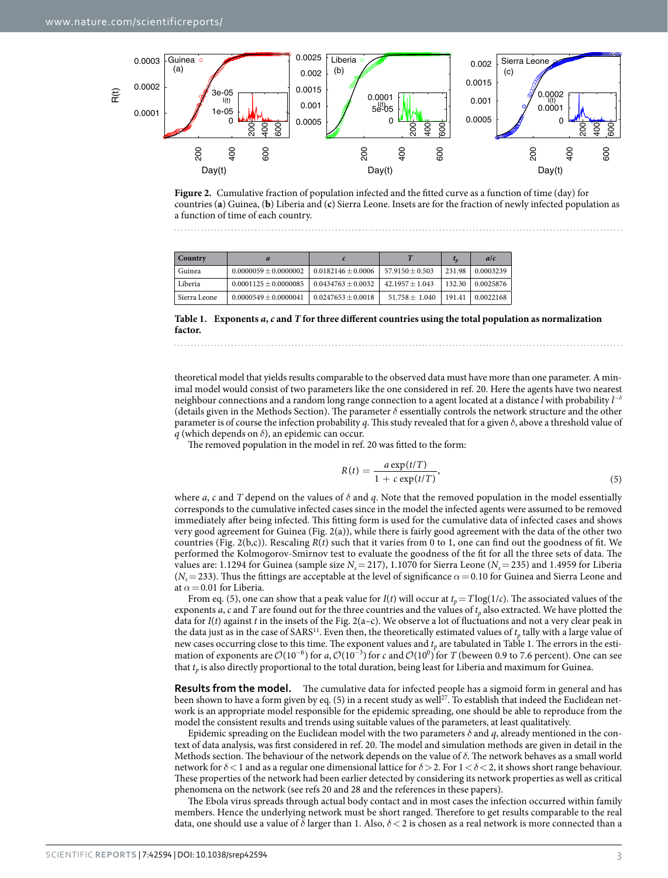**Figure 2.** Cumulative fraction of population infected and the fitted curve as a function of time (day) for countries (**a**) Guinea, (**b**) Liberia and (**c**) Sierra Leone. Insets are for the fraction of newly infected population as a function of time of each country.

| Country | $a$ | $c$ | $T$ | $t_p$ | $a/c$ |
|---|---|---|---|---|---|
| Guinea | $0.0000059 \pm 0.0000002$ | $0.0182146 \pm 0.0006$ | $57.9150 \pm 0.503$ | 231.98 | 0.0003239 |
| Liberia | $0.0001125 \pm 0.0000085$ | $0.0434763 \pm 0.0032$ | $42.1957 \pm 1.043$ | 132.30 | 0.0025876 |
| Sierra Leone | $0.0000549 \pm 0.0000041$ | $0.0247653 \pm 0.0018$ | $51.758 \pm 1.040$ | 191.41 | 0.0022168 |

**Table 1. Exponents *a*, *c* and *T* for three different countries using the total population as normalization factor.**

theoretical model that yields results comparable to the observed data must have more than one parameter. A minimal model would consist of two parameters like the one considered in ref. 20. Here the agents have two nearest neighbour connections and a random long range connection to a agent located at a distance $l$ with probability $l^{-\delta}$ (details given in the Methods Section). The parameter $\delta$ essentially controls the network structure and the other parameter is of course the infection probability $q$. This study revealed that for a given $\delta$, above a threshold value of $q$ (which depends on $\delta$), an epidemic can occur.

The removed population in the model in ref. 20 was fitted to the form:

$$R(t) = \frac{a \exp(t/T)}{1 + c \exp(t/T)}, \tag{5}$$

where $a$, $c$ and $T$ depend on the values of $\delta$ and $q$. Note that the removed population in the model essentially corresponds to the cumulative infected cases since in the model the infected agents were assumed to be removed immediately after being infected. This fitting form is used for the cumulative data of infected cases and shows very good agreement for Guinea (Fig. 2(a)), while there is fairly good agreement with the data of the other two countries (Fig. 2(b,c)). Rescaling $R(t)$ such that it varies from 0 to 1, one can find out the goodness of fit. We performed the Kolmogorov-Smirnov test to evaluate the goodness of the fit for all the three sets of data. The values are: 1.1294 for Guinea (sample size $N_s = 217$), 1.1070 for Sierra Leone ($N_s = 235$) and 1.4959 for Liberia ($N_s = 233$). Thus the fittings are acceptable at the level of significance $\alpha = 0.10$ for Guinea and Sierra Leone and at $\alpha = 0.01$ for Liberia.

From eq. (5), one can show that a peak value for $I(t)$ will occur at $t_p = T\log(1/c)$. The associated values of the exponents $a$, $c$ and $T$ are found out for the three countries and the values of $t_p$ also extracted. We have plotted the data for $I(t)$ against $t$ in the insets of the Fig. 2(a–c). We observe a lot of fluctuations and not a very clear peak in the data just as in the case of SARS[11]. Even then, the theoretically estimated values of $t_p$ tally with a large value of new cases occurring close to this time. The exponent values and $t_p$ are tabulated in Table 1. The errors in the estimation of exponents are $\mathcal{O}(10^{-6})$ for $a$, $\mathcal{O}(10^{-3})$ for $c$ and $\mathcal{O}(10^{0})$ for $T$ (beween 0.9 to 7.6 percent). One can see that $t_p$ is also directly proportional to the total duration, being least for Liberia and maximum for Guinea.

**Results from the model.** The cumulative data for infected people has a sigmoid form in general and has been shown to have a form given by eq. (5) in a recent study as well[27]. To establish that indeed the Euclidean network is an appropriate model responsible for the epidemic spreading, one should be able to reproduce from the model the consistent results and trends using suitable values of the parameters, at least qualitatively.

Epidemic spreading on the Euclidean model with the two parameters $\delta$ and $q$, already mentioned in the context of data analysis, was first considered in ref. 20. The model and simulation methods are given in detail in the Methods section. The behaviour of the network depends on the value of $\delta$. The network behaves as a small world network for $\delta < 1$ and as a regular one dimensional lattice for $\delta > 2$. For $1 < \delta < 2$, it shows short range behaviour. These properties of the network had been earlier detected by considering its network properties as well as critical phenomena on the network (see refs 20 and 28 and the references in these papers).

The Ebola virus spreads through actual body contact and in most cases the infection occurred within family members. Hence the underlying network must be short ranged. Therefore to get results comparable to the real data, one should use a value of $\delta$ larger than 1. Also, $\delta < 2$ is chosen as a real network is more connected than a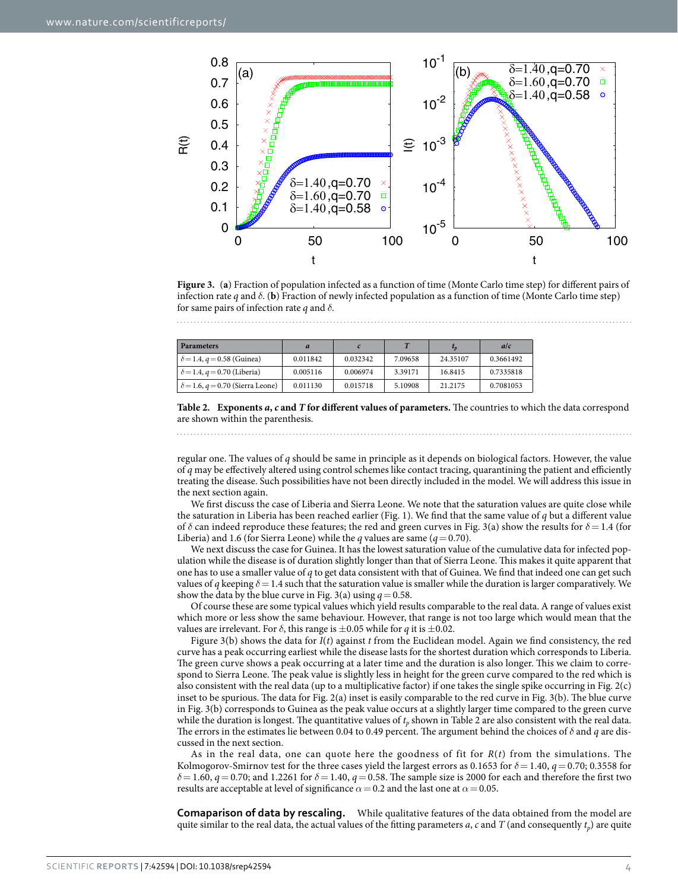**Figure 3.** (**a**) Fraction of population infected as a function of time (Monte Carlo time step) for different pairs of infection rate $q$ and $\delta$. (**b**) Fraction of newly infected population as a function of time (Monte Carlo time step) for same pairs of infection rate $q$ and $\delta$.

| Parameters | $a$ | $c$ | $T$ | $t_p$ | $a/c$ |
|---|---|---|---|---|---|
| $\delta = 1.4$, $q = 0.58$ (Guinea) | 0.011842 | 0.032342 | 7.09658 | 24.35107 | 0.3661492 |
| $\delta = 1.4$, $q = 0.70$ (Liberia) | 0.005116 | 0.006974 | 3.39171 | 16.8415 | 0.7335818 |
| $\delta = 1.6$, $q = 0.70$ (Sierra Leone) | 0.011130 | 0.015718 | 5.10908 | 21.2175 | 0.7081053 |

**Table 2. Exponents $a$, $c$ and $T$ for different values of parameters.** The countries to which the data correspond are shown within the parenthesis.

regular one. The values of $q$ should be same in principle as it depends on biological factors. However, the value of $q$ may be effectively altered using control schemes like contact tracing, quarantining the patient and efficiently treating the disease. Such possibilities have not been directly included in the model. We will address this issue in the next section again.

We first discuss the case of Liberia and Sierra Leone. We note that the saturation values are quite close while the saturation in Liberia has been reached earlier (Fig. 1). We find that the same value of $q$ but a different value of $\delta$ can indeed reproduce these features; the red and green curves in Fig. 3(a) show the results for $\delta = 1.4$ (for Liberia) and 1.6 (for Sierra Leone) while the $q$ values are same ($q = 0.70$).

We next discuss the case for Guinea. It has the lowest saturation value of the cumulative data for infected population while the disease is of duration slightly longer than that of Sierra Leone. This makes it quite apparent that one has to use a smaller value of $q$ to get data consistent with that of Guinea. We find that indeed one can get such values of $q$ keeping $\delta = 1.4$ such that the saturation value is smaller while the duration is larger comparatively. We show the data by the blue curve in Fig. 3(a) using $q = 0.58$.

Of course these are some typical values which yield results comparable to the real data. A range of values exist which more or less show the same behaviour. However, that range is not too large which would mean that the values are irrelevant. For $\delta$, this range is $\pm 0.05$ while for $q$ it is $\pm 0.02$.

Figure 3(b) shows the data for $I(t)$ against $t$ from the Euclidean model. Again we find consistency, the red curve has a peak occurring earliest while the disease lasts for the shortest duration which corresponds to Liberia. The green curve shows a peak occurring at a later time and the duration is also longer. This we claim to correspond to Sierra Leone. The peak value is slightly less in height for the green curve compared to the red which is also consistent with the real data (up to a multiplicative factor) if one takes the single spike occurring in Fig. 2(c) inset to be spurious. The data for Fig. 2(a) inset is easily comparable to the red curve in Fig. 3(b). The blue curve in Fig. 3(b) corresponds to Guinea as the peak value occurs at a slightly larger time compared to the green curve while the duration is longest. The quantitative values of $t_p$ shown in Table 2 are also consistent with the real data. The errors in the estimates lie between 0.04 to 0.49 percent. The argument behind the choices of $\delta$ and $q$ are discussed in the next section.

As in the real data, one can quote here the goodness of fit for $R(t)$ from the simulations. The Kolmogorov-Smirnov test for the three cases yield the largest errors as 0.1653 for $\delta = 1.40$, $q = 0.70$; 0.3558 for $\delta = 1.60$, $q = 0.70$; and 1.2261 for $\delta = 1.40$, $q = 0.58$. The sample size is 2000 for each and therefore the first two results are acceptable at level of significance $\alpha = 0.2$ and the last one at $\alpha = 0.05$.

**Comaparison of data by rescaling.** While qualitative features of the data obtained from the model are quite similar to the real data, the actual values of the fitting parameters $a$, $c$ and $T$ (and consequently $t_p$) are quite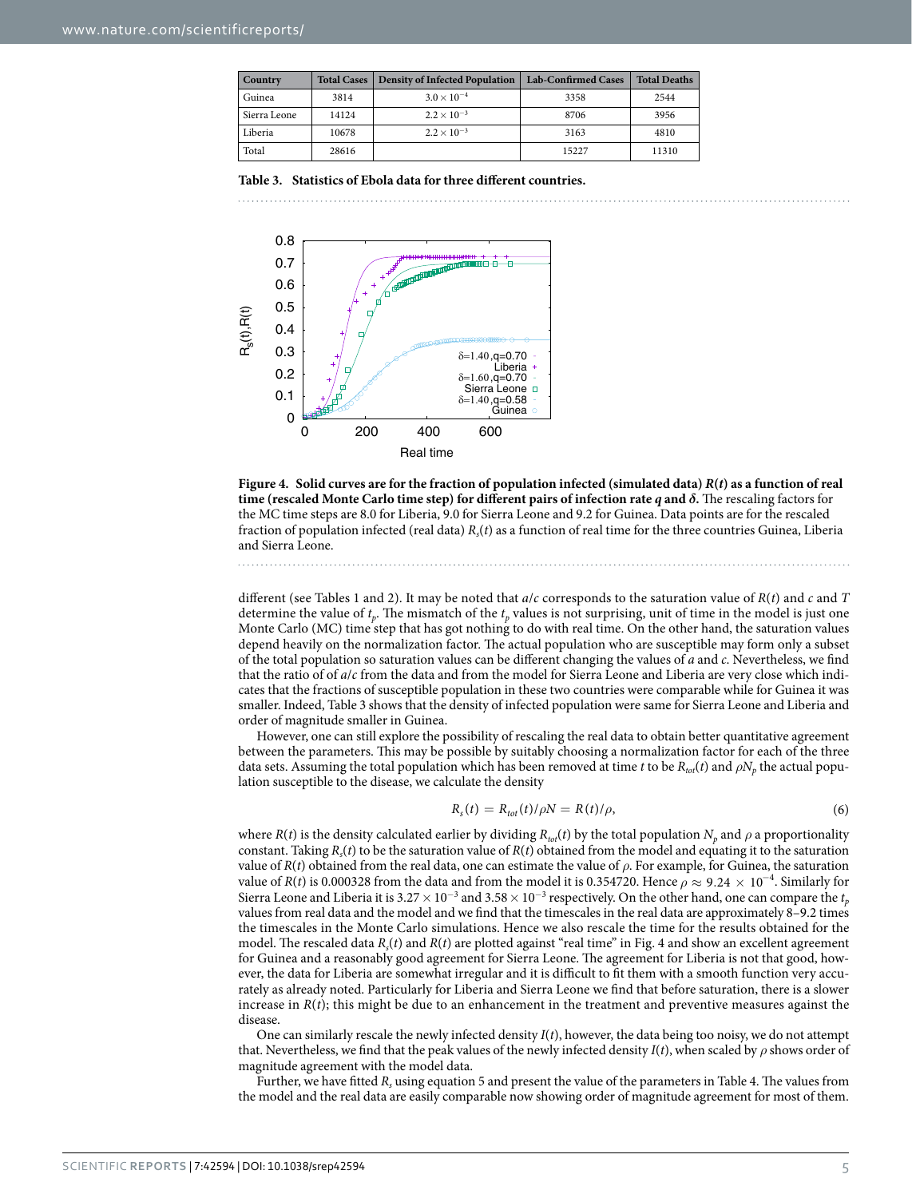| Country | Total Cases | Density of Infected Population | Lab-Confirmed Cases | Total Deaths |
|---|---|---|---|---|
| Guinea | 3814 | $3.0 \times 10^{-4}$ | 3358 | 2544 |
| Sierra Leone | 14124 | $2.2 \times 10^{-3}$ | 8706 | 3956 |
| Liberia | 10678 | $2.2 \times 10^{-3}$ | 3163 | 4810 |
| Total | 28616 | | 15227 | 11310 |

**Table 3. Statistics of Ebola data for three different countries.**

**Figure 4. Solid curves are for the fraction of population infected (simulated data) $R(t)$ as a function of real time (rescaled Monte Carlo time step) for different pairs of infection rate $q$ and $\delta$.** The rescaling factors for the MC time steps are 8.0 for Liberia, 9.0 for Sierra Leone and 9.2 for Guinea. Data points are for the rescaled fraction of population infected (real data) $R_s(t)$ as a function of real time for the three countries Guinea, Liberia and Sierra Leone.

different (see Tables 1 and 2). It may be noted that $a/c$ corresponds to the saturation value of $R(t)$ and $c$ and $T$ determine the value of $t_p$. The mismatch of the $t_p$ values is not surprising, unit of time in the model is just one Monte Carlo (MC) time step that has got nothing to do with real time. On the other hand, the saturation values depend heavily on the normalization factor. The actual population who are susceptible may form only a subset of the total population so saturation values can be different changing the values of $a$ and $c$. Nevertheless, we find that the ratio of of $a/c$ from the data and from the model for Sierra Leone and Liberia are very close which indicates that the fractions of susceptible population in these two countries were comparable while for Guinea it was smaller. Indeed, Table 3 shows that the density of infected population were same for Sierra Leone and Liberia and order of magnitude smaller in Guinea.

However, one can still explore the possibility of rescaling the real data to obtain better quantitative agreement between the parameters. This may be possible by suitably choosing a normalization factor for each of the three data sets. Assuming the total population which has been removed at time $t$ to be $R_{tot}(t)$ and $\rho N_p$ the actual population susceptible to the disease, we calculate the density

$$R_s(t) = R_{tot}(t)/\rho N = R(t)/\rho, \tag{6}$$

where $R(t)$ is the density calculated earlier by dividing $R_{tot}(t)$ by the total population $N_p$ and $\rho$ a proportionality constant. Taking $R_s(t)$ to be the saturation value of $R(t)$ obtained from the model and equating it to the saturation value of $R(t)$ obtained from the real data, one can estimate the value of $\rho$. For example, for Guinea, the saturation value of $R(t)$ is 0.000328 from the data and from the model it is 0.354720. Hence $\rho \approx 9.24 \times 10^{-4}$. Similarly for Sierra Leone and Liberia it is $3.27 \times 10^{-3}$ and $3.58 \times 10^{-3}$ respectively. On the other hand, one can compare the $t_p$ values from real data and the model and we find that the timescales in the real data are approximately 8–9.2 times the timescales in the Monte Carlo simulations. Hence we also rescale the time for the results obtained for the model. The rescaled data $R_s(t)$ and $R(t)$ are plotted against "real time" in Fig. 4 and show an excellent agreement for Guinea and a reasonably good agreement for Sierra Leone. The agreement for Liberia is not that good, however, the data for Liberia are somewhat irregular and it is difficult to fit them with a smooth function very accurately as already noted. Particularly for Liberia and Sierra Leone we find that before saturation, there is a slower increase in $R(t)$; this might be due to an enhancement in the treatment and preventive measures against the disease.

One can similarly rescale the newly infected density $I(t)$, however, the data being too noisy, we do not attempt that. Nevertheless, we find that the peak values of the newly infected density $I(t)$, when scaled by $\rho$ shows order of magnitude agreement with the model data.

Further, we have fitted $R_s$ using equation 5 and present the value of the parameters in Table 4. The values from the model and the real data are easily comparable now showing order of magnitude agreement for most of them.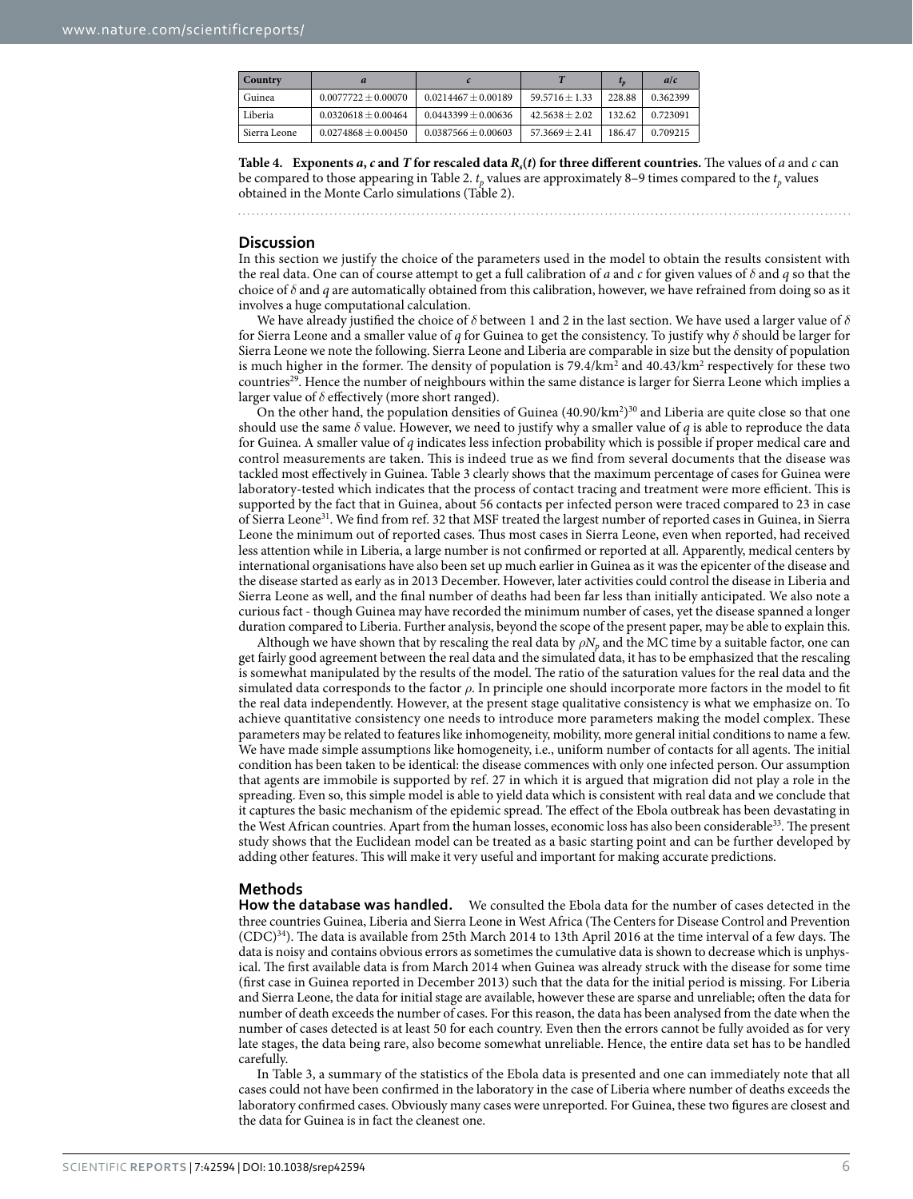| Country | $a$ | $c$ | $T$ | $t_p$ | $a/c$ |
|---|---|---|---|---|---|
| Guinea | $0.0077722 \pm 0.00070$ | $0.0214467 \pm 0.00189$ | $59.5716 \pm 1.33$ | 228.88 | 0.362399 |
| Liberia | $0.0320618 \pm 0.00464$ | $0.0443399 \pm 0.00636$ | $42.5638 \pm 2.02$ | 132.62 | 0.723091 |
| Sierra Leone | $0.0274868 \pm 0.00450$ | $0.0387566 \pm 0.00603$ | $57.3669 \pm 2.41$ | 186.47 | 0.709215 |

**Table 4. Exponents $a$, $c$ and $T$ for rescaled data $R_s(t)$ for three different countries.** The values of $a$ and $c$ can be compared to those appearing in Table 2. $t_p$ values are approximately 8–9 times compared to the $t_p$ values obtained in the Monte Carlo simulations (Table 2).

## Discussion

In this section we justify the choice of the parameters used in the model to obtain the results consistent with the real data. One can of course attempt to get a full calibration of $a$ and $c$ for given values of $\delta$ and $q$ so that the choice of $\delta$ and $q$ are automatically obtained from this calibration, however, we have refrained from doing so as it involves a huge computational calculation.

We have already justified the choice of $\delta$ between 1 and 2 in the last section. We have used a larger value of $\delta$ for Sierra Leone and a smaller value of $q$ for Guinea to get the consistency. To justify why $\delta$ should be larger for Sierra Leone we note the following. Sierra Leone and Liberia are comparable in size but the density of population is much higher in the former. The density of population is 79.4/km$^2$ and 40.43/km$^2$ respectively for these two countries[29]. Hence the number of neighbours within the same distance is larger for Sierra Leone which implies a larger value of $\delta$ effectively (more short ranged).

On the other hand, the population densities of Guinea (40.90/km$^2$)[30] and Liberia are quite close so that one should use the same $\delta$ value. However, we need to justify why a smaller value of $q$ is able to reproduce the data for Guinea. A smaller value of $q$ indicates less infection probability which is possible if proper medical care and control measurements are taken. This is indeed true as we find from several documents that the disease was tackled most effectively in Guinea. Table 3 clearly shows that the maximum percentage of cases for Guinea were laboratory-tested which indicates that the process of contact tracing and treatment were more efficient. This is supported by the fact that in Guinea, about 56 contacts per infected person were traced compared to 23 in case of Sierra Leone[31]. We find from ref. 32 that MSF treated the largest number of reported cases in Guinea, in Sierra Leone the minimum out of reported cases. Thus most cases in Sierra Leone, even when reported, had received less attention while in Liberia, a large number is not confirmed or reported at all. Apparently, medical centers by international organisations have also been set up much earlier in Guinea as it was the epicenter of the disease and the disease started as early as in 2013 December. However, later activities could control the disease in Liberia and Sierra Leone as well, and the final number of deaths had been far less than initially anticipated. We also note a curious fact - though Guinea may have recorded the minimum number of cases, yet the disease spanned a longer duration compared to Liberia. Further analysis, beyond the scope of the present paper, may be able to explain this.

Although we have shown that by rescaling the real data by $\rho N_p$ and the MC time by a suitable factor, one can get fairly good agreement between the real data and the simulated data, it has to be emphasized that the rescaling is somewhat manipulated by the results of the model. The ratio of the saturation values for the real data and the simulated data corresponds to the factor $\rho$. In principle one should incorporate more factors in the model to fit the real data independently. However, at the present stage qualitative consistency is what we emphasize on. To achieve quantitative consistency one needs to introduce more parameters making the model complex. These parameters may be related to features like inhomogeneity, mobility, more general initial conditions to name a few. We have made simple assumptions like homogeneity, i.e., uniform number of contacts for all agents. The initial condition has been taken to be identical: the disease commences with only one infected person. Our assumption that agents are immobile is supported by ref. 27 in which it is argued that migration did not play a role in the spreading. Even so, this simple model is able to yield data which is consistent with real data and we conclude that it captures the basic mechanism of the epidemic spread. The effect of the Ebola outbreak has been devastating in the West African countries. Apart from the human losses, economic loss has also been considerable[33]. The present study shows that the Euclidean model can be treated as a basic starting point and can be further developed by adding other features. This will make it very useful and important for making accurate predictions.

## Methods

**How the database was handled.** We consulted the Ebola data for the number of cases detected in the three countries Guinea, Liberia and Sierra Leone in West Africa (The Centers for Disease Control and Prevention (CDC)[34]). The data is available from 25th March 2014 to 13th April 2016 at the time interval of a few days. The data is noisy and contains obvious errors as sometimes the cumulative data is shown to decrease which is unphysical. The first available data is from March 2014 when Guinea was already struck with the disease for some time (first case in Guinea reported in December 2013) such that the data for the initial period is missing. For Liberia and Sierra Leone, the data for initial stage are available, however these are sparse and unreliable; often the data for number of death exceeds the number of cases. For this reason, the data has been analysed from the date when the number of cases detected is at least 50 for each country. Even then the errors cannot be fully avoided as for very late stages, the data being rare, also become somewhat unreliable. Hence, the entire data set has to be handled carefully.

In Table 3, a summary of the statistics of the Ebola data is presented and one can immediately note that all cases could not have been confirmed in the laboratory in the case of Liberia where number of deaths exceeds the laboratory confirmed cases. Obviously many cases were unreported. For Guinea, these two figures are closest and the data for Guinea is in fact the cleanest one.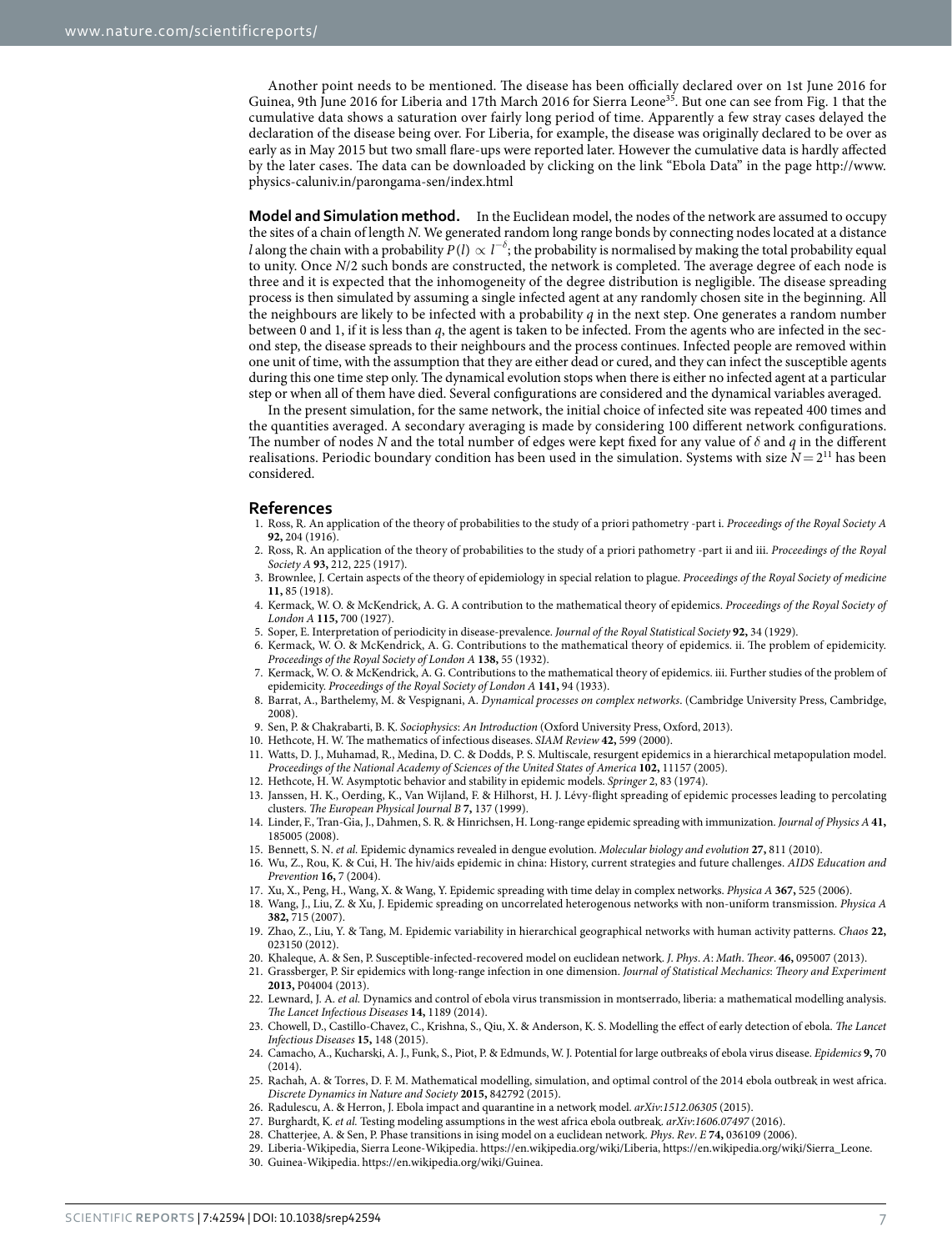Another point needs to be mentioned. The disease has been officially declared over on 1st June 2016 for Guinea, 9th June 2016 for Liberia and 17th March 2016 for Sierra Leone[35]. But one can see from Fig. 1 that the cumulative data shows a saturation over fairly long period of time. Apparently a few stray cases delayed the declaration of the disease being over. For Liberia, for example, the disease was originally declared to be over as early as in May 2015 but two small flare-ups were reported later. However the cumulative data is hardly affected by the later cases. The data can be downloaded by clicking on the link "Ebola Data" in the page http://www.physics-caluniv.in/parongama-sen/index.html

**Model and Simulation method.** In the Euclidean model, the nodes of the network are assumed to occupy the sites of a chain of length $N$. We generated random long range bonds by connecting nodes located at a distance $l$ along the chain with a probability $P(l) \propto l^{-\delta}$; the probability is normalised by making the total probability equal to unity. Once $N/2$ such bonds are constructed, the network is completed. The average degree of each node is three and it is expected that the inhomogeneity of the degree distribution is negligible. The disease spreading process is then simulated by assuming a single infected agent at any randomly chosen site in the beginning. All the neighbours are likely to be infected with a probability $q$ in the next step. One generates a random number between 0 and 1, if it is less than $q$, the agent is taken to be infected. From the agents who are infected in the second step, the disease spreads to their neighbours and the process continues. Infected people are removed within one unit of time, with the assumption that they are either dead or cured, and they can infect the susceptible agents during this one time step only. The dynamical evolution stops when there is either no infected agent at a particular step or when all of them have died. Several configurations are considered and the dynamical variables averaged.

In the present simulation, for the same network, the initial choice of infected site was repeated 400 times and the quantities averaged. A secondary averaging is made by considering 100 different network configurations. The number of nodes $N$ and the total number of edges were kept fixed for any value of $\delta$ and $q$ in the different realisations. Periodic boundary condition has been used in the simulation. Systems with size $N = 2^{11}$ has been considered.

## References

1. Ross, R. An application of the theory of probabilities to the study of a priori pathometry -part i. *Proceedings of the Royal Society A* **92,** 204 (1916).
2. Ross, R. An application of the theory of probabilities to the study of a priori pathometry -part ii and iii. *Proceedings of the Royal Society A* **93,** 212, 225 (1917).
3. Brownlee, J. Certain aspects of the theory of epidemiology in special relation to plague. *Proceedings of the Royal Society of medicine* **11,** 85 (1918).
4. Kermack, W. O. & McKendrick, A. G. A contribution to the mathematical theory of epidemics. *Proceedings of the Royal Society of London A* **115,** 700 (1927).
5. Soper, E. Interpretation of periodicity in disease-prevalence. *Journal of the Royal Statistical Society* **92,** 34 (1929).
6. Kermack, W. O. & McKendrick, A. G. Contributions to the mathematical theory of epidemics. ii. The problem of epidemicity. *Proceedings of the Royal Society of London A* **138,** 55 (1932).
7. Kermack, W. O. & McKendrick, A. G. Contributions to the mathematical theory of epidemics. iii. Further studies of the problem of epidemicity. *Proceedings of the Royal Society of London A* **141,** 94 (1933).
8. Barrat, A., Barthelemy, M. & Vespignani, A. *Dynamical processes on complex networks*. (Cambridge University Press, Cambridge, 2008).
9. Sen, P. & Chakrabarti, B. K. *Sociophysics: An Introduction* (Oxford University Press, Oxford, 2013).
10. Hethcote, H. W. The mathematics of infectious diseases. *SIAM Review* **42,** 599 (2000).
11. Watts, D. J., Muhamad, R., Medina, D. C. & Dodds, P. S. Multiscale, resurgent epidemics in a hierarchical metapopulation model. *Proceedings of the National Academy of Sciences of the United States of America* **102,** 11157 (2005).
12. Hethcote, H. W. Asymptotic behavior and stability in epidemic models. *Springer* 2, 83 (1974).
13. Janssen, H. K., Oerding, K., Van Wijland, F. & Hilhorst, H. J. Lévy-flight spreading of epidemic processes leading to percolating clusters. *The European Physical Journal B* **7,** 137 (1999).
14. Linder, F., Tran-Gia, J., Dahmen, S. R. & Hinrichsen, H. Long-range epidemic spreading with immunization. *Journal of Physics A* **41,** 185005 (2008).
15. Bennett, S. N. *et al.* Epidemic dynamics revealed in dengue evolution. *Molecular biology and evolution* **27,** 811 (2010).
16. Wu, Z., Rou, K. & Cui, H. The hiv/aids epidemic in china: History, current strategies and future challenges. *AIDS Education and Prevention* **16,** 7 (2004).
17. Xu, X., Peng, H., Wang, X. & Wang, Y. Epidemic spreading with time delay in complex networks. *Physica A* **367,** 525 (2006).
18. Wang, J., Liu, Z. & Xu, J. Epidemic spreading on uncorrelated heterogenous networks with non-uniform transmission. *Physica A* **382,** 715 (2007).
19. Zhao, Z., Liu, Y. & Tang, M. Epidemic variability in hierarchical geographical networks with human activity patterns. *Chaos* **22,** 023150 (2012).
20. Khaleque, A. & Sen, P. Susceptible-infected-recovered model on euclidean network. *J. Phys. A: Math. Theor.* **46,** 095007 (2013).
21. Grassberger, P. Sir epidemics with long-range infection in one dimension. *Journal of Statistical Mechanics: Theory and Experiment* **2013,** P04004 (2013).
22. Lewnard, J. A. *et al.* Dynamics and control of ebola virus transmission in montserrado, liberia: a mathematical modelling analysis. *The Lancet Infectious Diseases* **14,** 1189 (2014).
23. Chowell, D., Castillo-Chavez, C., Krishna, S., Qiu, X. & Anderson, K. S. Modelling the effect of early detection of ebola. *The Lancet Infectious Diseases* **15,** 148 (2015).
24. Camacho, A., Kucharski, A. J., Funk, S., Piot, P. & Edmunds, W. J. Potential for large outbreaks of ebola virus disease. *Epidemics* **9,** 70 (2014).
25. Rachah, A. & Torres, D. F. M. Mathematical modelling, simulation, and optimal control of the 2014 ebola outbreak in west africa. *Discrete Dynamics in Nature and Society* **2015,** 842792 (2015).
26. Radulescu, A. & Herron, J. Ebola impact and quarantine in a network model. *arXiv:1512.06305* (2015).
27. Burghardt, K. *et al.* Testing modeling assumptions in the west africa ebola outbreak. *arXiv:1606.07497* (2016).
28. Chatterjee, A. & Sen, P. Phase transitions in ising model on a euclidean network. *Phys. Rev. E* **74,** 036109 (2006).
29. Liberia-Wikipedia, Sierra Leone-Wikipedia. https://en.wikipedia.org/wiki/Liberia, https://en.wikipedia.org/wiki/Sierra_Leone.
30. Guinea-Wikipedia. https://en.wikipedia.org/wiki/Guinea.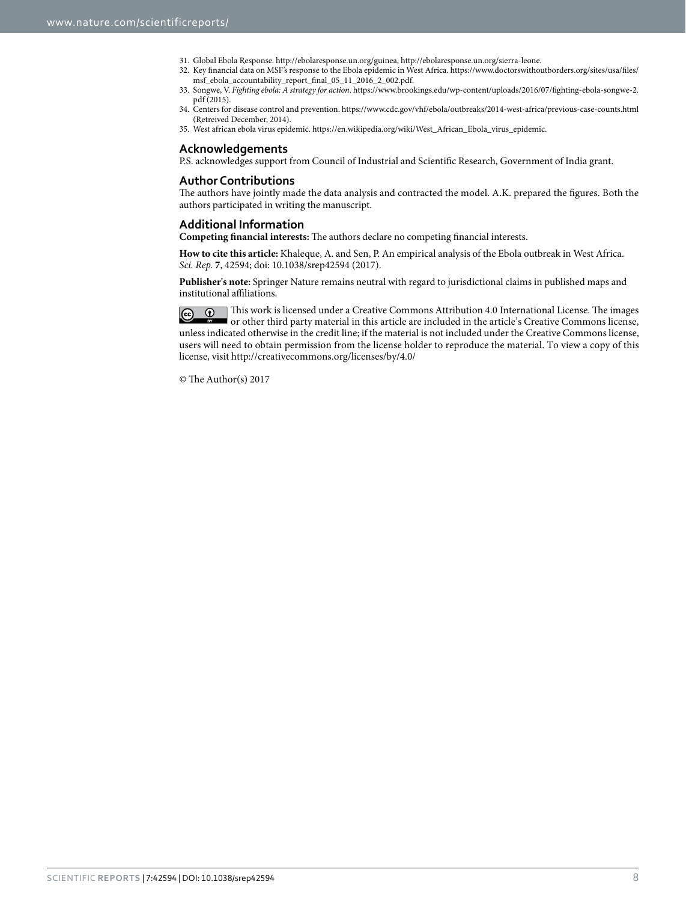31. Global Ebola Response. http://ebolaresponse.un.org/guinea, http://ebolaresponse.un.org/sierra-leone.
32. Key financial data on MSF's response to the Ebola epidemic in West Africa. https://www.doctorswithoutborders.org/sites/usa/files/msf_ebola_accountability_report_final_05_11_2016_2_002.pdf.
33. Songwe, V. *Fighting ebola: A strategy for action*. https://www.brookings.edu/wp-content/uploads/2016/07/fighting-ebola-songwe-2.pdf (2015).
34. Centers for disease control and prevention. https://www.cdc.gov/vhf/ebola/outbreaks/2014-west-africa/previous-case-counts.html (Retreived December, 2014).
35. West african ebola virus epidemic. https://en.wikipedia.org/wiki/West_African_Ebola_virus_epidemic.

## Acknowledgements

P.S. acknowledges support from Council of Industrial and Scientific Research, Government of India grant.

## Author Contributions

The authors have jointly made the data analysis and contracted the model. A.K. prepared the figures. Both the authors participated in writing the manuscript.

## Additional Information

**Competing financial interests:** The authors declare no competing financial interests.

**How to cite this article:** Khaleque, A. and Sen, P. An empirical analysis of the Ebola outbreak in West Africa. *Sci. Rep.* **7**, 42594; doi: 10.1038/srep42594 (2017).

**Publisher's note:** Springer Nature remains neutral with regard to jurisdictional claims in published maps and institutional affiliations.

This work is licensed under a Creative Commons Attribution 4.0 International License. The images or other third party material in this article are included in the article's Creative Commons license, unless indicated otherwise in the credit line; if the material is not included under the Creative Commons license, users will need to obtain permission from the license holder to reproduce the material. To view a copy of this license, visit http://creativecommons.org/licenses/by/4.0/

© The Author(s) 2017